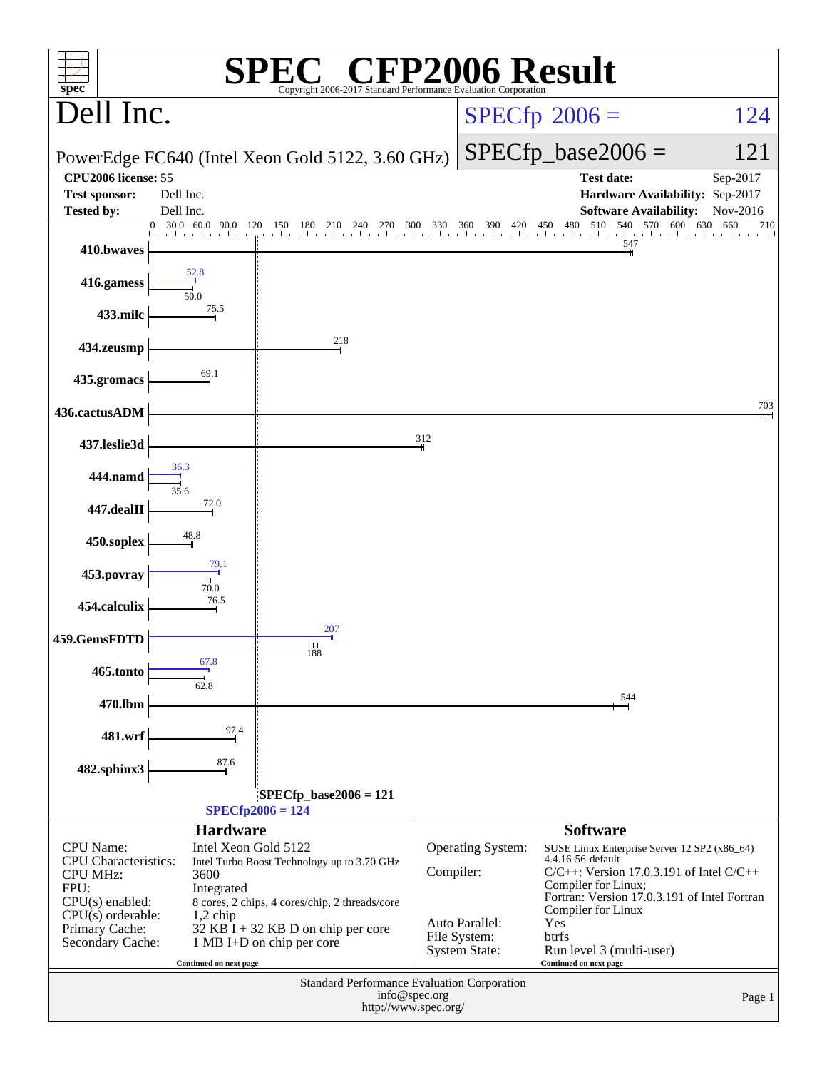# SPEC CFP2006 Result

Copyright 2006-2017 Standard Performance Evaluation Corporation

## Dell Inc.

PowerEdge FC640 (Intel Xeon Gold 5122, 3.60 GHz)

SPECfp 2006 = 124

SPECfp_base2006 = 121

| | | | |
|---|---|---|---|
| **CPU2006 license:** 55 | | **Test date:** | Sep-2017 |
| **Test sponsor:** | Dell Inc. | **Hardware Availability:** | Sep-2017 |
| **Tested by:** | Dell Inc. | **Software Availability:** | Nov-2016 |

| Benchmark | Peak | Base |
|---|---|---|
| 410.bwaves | | 547 |
| 416.gamess | 52.8 | 50.0 |
| 433.milc | | 75.5 |
| 434.zeusmp | | 218 |
| 435.gromacs | | 69.1 |
| 436.cactusADM | | 703 |
| 437.leslie3d | | 312 |
| 444.namd | 36.3 | 35.6 |
| 447.dealII | | 72.0 |
| 450.soplex | | 48.8 |
| 453.povray | 79.1 | 70.0 |
| 454.calculix | | 76.5 |
| 459.GemsFDTD | 207 | 188 |
| 465.tonto | 67.8 | 62.8 |
| 470.lbm | | 544 |
| 481.wrf | | 97.4 |
| 482.sphinx3 | | 87.6 |

SPECfp_base2006 = 121

SPECfp2006 = 124

### Hardware

| | |
|---|---|
| CPU Name: | Intel Xeon Gold 5122 |
| CPU Characteristics: | Intel Turbo Boost Technology up to 3.70 GHz |
| CPU MHz: | 3600 |
| FPU: | Integrated |
| CPU(s) enabled: | 8 cores, 2 chips, 4 cores/chip, 2 threads/core |
| CPU(s) orderable: | 1,2 chip |
| Primary Cache: | 32 KB I + 32 KB D on chip per core |
| Secondary Cache: | 1 MB I+D on chip per core |

Continued on next page

### Software

| | |
|---|---|
| Operating System: | SUSE Linux Enterprise Server 12 SP2 (x86_64) 4.4.16-56-default |
| Compiler: | C/C++: Version 17.0.3.191 of Intel C/C++ Compiler for Linux; Fortran: Version 17.0.3.191 of Intel Fortran Compiler for Linux |
| Auto Parallel: | Yes |
| File System: | btrfs |
| System State: | Run level 3 (multi-user) |

Continued on next page

Standard Performance Evaluation Corporation
info@spec.org
http://www.spec.org/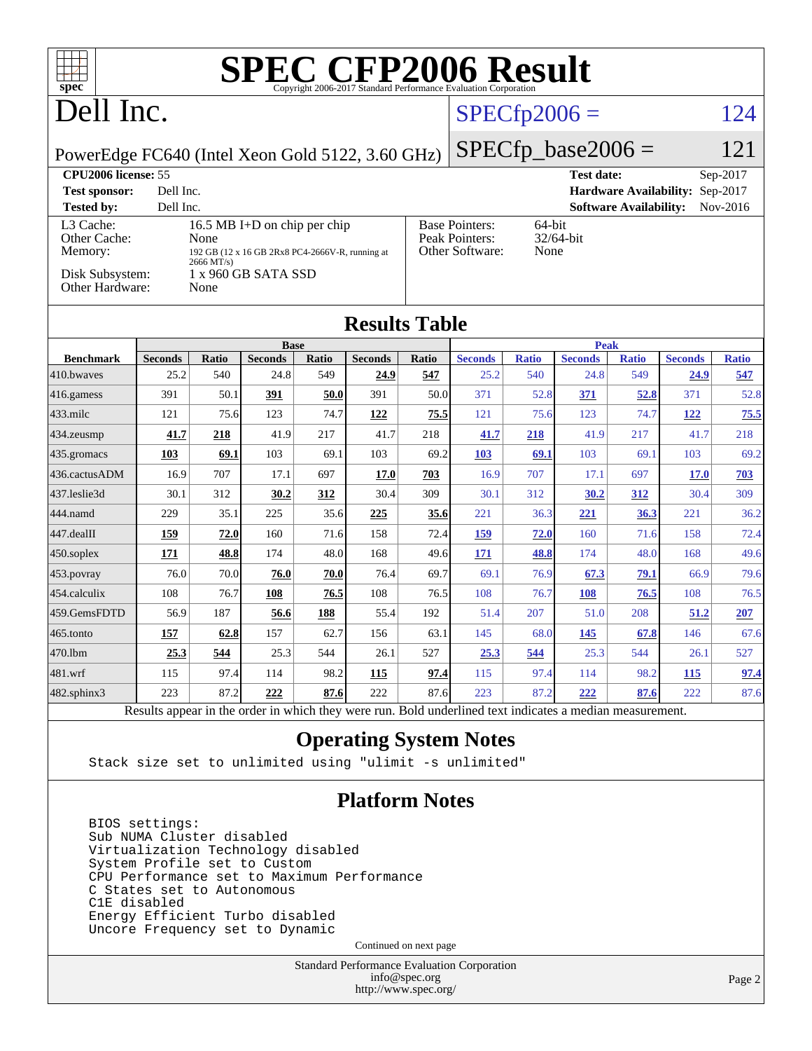# SPEC CFP2006 Result

Copyright 2006-2017 Standard Performance Evaluation Corporation

# Dell Inc.

PowerEdge FC640 (Intel Xeon Gold 5122, 3.60 GHz)

SPECfp2006 = 124

SPECfp_base2006 = 121

**CPU2006 license:** 55
**Test sponsor:** Dell Inc.
**Tested by:** Dell Inc.

**Test date:** Sep-2017
**Hardware Availability:** Sep-2017
**Software Availability:** Nov-2016

L3 Cache: 16.5 MB I+D on chip per chip
Other Cache: None
Memory: 192 GB (12 x 16 GB 2Rx8 PC4-2666V-R, running at 2666 MT/s)
Disk Subsystem: 1 x 960 GB SATA SSD
Other Hardware: None

Base Pointers: 64-bit
Peak Pointers: 32/64-bit
Other Software: None

## Results Table

| Benchmark | Base | | | | | | Peak | | | | | |
|---|---|---|---|---|---|---|---|---|---|---|---|---|
| | Seconds | Ratio | Seconds | Ratio | Seconds | Ratio | Seconds | Ratio | Seconds | Ratio | Seconds | Ratio |
| 410.bwaves | 25.2 | 540 | 24.8 | 549 | **24.9** | **547** | 25.2 | 540 | 24.8 | 549 | **24.9** | **547** |
| 416.gamess | 391 | 50.1 | **391** | **50.0** | 391 | 50.0 | 371 | 52.8 | **371** | **52.8** | 371 | 52.8 |
| 433.milc | 121 | 75.6 | 123 | 74.7 | **122** | **75.5** | 121 | 75.6 | 123 | 74.7 | **122** | **75.5** |
| 434.zeusmp | **41.7** | **218** | 41.9 | 217 | 41.7 | 218 | **41.7** | **218** | 41.9 | 217 | 41.7 | 218 |
| 435.gromacs | **103** | **69.1** | 103 | 69.1 | 103 | 69.2 | **103** | **69.1** | 103 | 69.1 | 103 | 69.2 |
| 436.cactusADM | 16.9 | 707 | 17.1 | 697 | **17.0** | **703** | 16.9 | 707 | 17.1 | 697 | **17.0** | **703** |
| 437.leslie3d | 30.1 | 312 | **30.2** | **312** | 30.4 | 309 | 30.1 | 312 | **30.2** | **312** | 30.4 | 309 |
| 444.namd | 229 | 35.1 | 225 | 35.6 | **225** | **35.6** | 221 | 36.3 | **221** | **36.3** | 221 | 36.2 |
| 447.dealII | **159** | **72.0** | 160 | 71.6 | 158 | 72.4 | **159** | **72.0** | 160 | 71.6 | 158 | 72.4 |
| 450.soplex | **171** | **48.8** | 174 | 48.0 | 168 | 49.6 | **171** | **48.8** | 174 | 48.0 | 168 | 49.6 |
| 453.povray | 76.0 | 70.0 | **76.0** | **70.0** | 76.4 | 69.7 | 69.1 | 76.9 | **67.3** | **79.1** | 66.9 | 79.6 |
| 454.calculix | 108 | 76.7 | **108** | **76.5** | 108 | 76.5 | 108 | 76.7 | **108** | **76.5** | 108 | 76.5 |
| 459.GemsFDTD | 56.9 | 187 | **56.6** | **188** | 55.4 | 192 | 51.4 | 207 | 51.0 | 208 | **51.2** | **207** |
| 465.tonto | **157** | **62.8** | 157 | 62.7 | 156 | 63.1 | 145 | 68.0 | **145** | **67.8** | 146 | 67.6 |
| 470.lbm | **25.3** | **544** | 25.3 | 544 | 26.1 | 527 | **25.3** | **544** | 25.3 | 544 | 26.1 | 527 |
| 481.wrf | 115 | 97.4 | 114 | 98.2 | **115** | **97.4** | 115 | 97.4 | 114 | 98.2 | **115** | **97.4** |
| 482.sphinx3 | 223 | 87.2 | **222** | **87.6** | 222 | 87.6 | 223 | 87.2 | **222** | **87.6** | 222 | 87.6 |

Results appear in the order in which they were run. Bold underlined text indicates a median measurement.

## Operating System Notes

```
Stack size set to unlimited using "ulimit -s unlimited"
```

## Platform Notes

```
BIOS settings:
Sub NUMA Cluster disabled
Virtualization Technology disabled
System Profile set to Custom
CPU Performance set to Maximum Performance
C States set to Autonomous
C1E disabled
Energy Efficient Turbo disabled
Uncore Frequency set to Dynamic
```

Continued on next page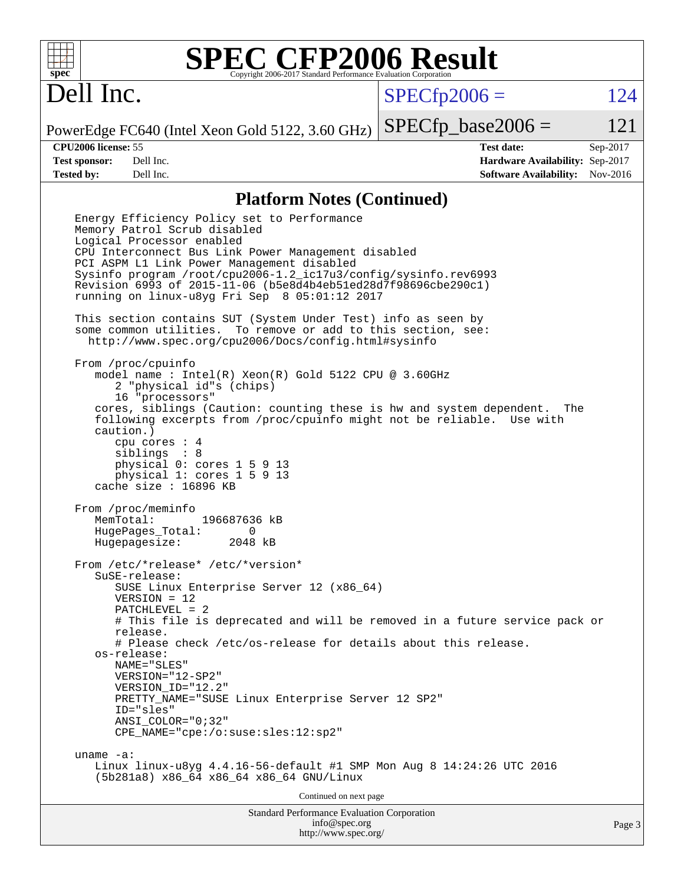# SPEC CFP2006 Result

Copyright 2006-2017 Standard Performance Evaluation Corporation

## Dell Inc.

PowerEdge FC640 (Intel Xeon Gold 5122, 3.60 GHz)

SPECfp2006 = 124

SPECfp_base2006 = 121

| | | | |
|---|---|---|---|
| **CPU2006 license:** 55 | | **Test date:** | Sep-2017 |
| **Test sponsor:** | Dell Inc. | **Hardware Availability:** | Sep-2017 |
| **Tested by:** | Dell Inc. | **Software Availability:** | Nov-2016 |

### Platform Notes (Continued)

```
Energy Efficiency Policy set to Performance
Memory Patrol Scrub disabled
Logical Processor enabled
CPU Interconnect Bus Link Power Management disabled
PCI ASPM L1 Link Power Management disabled
Sysinfo program /root/cpu2006-1.2_ic17u3/config/sysinfo.rev6993
Revision 6993 of 2015-11-06 (b5e8d4b4eb51ed28d7f98696cbe290c1)
running on linux-u8yg Fri Sep  8 05:01:12 2017

This section contains SUT (System Under Test) info as seen by
some common utilities.  To remove or add to this section, see:
  http://www.spec.org/cpu2006/Docs/config.html#sysinfo

From /proc/cpuinfo
   model name : Intel(R) Xeon(R) Gold 5122 CPU @ 3.60GHz
      2 "physical id"s (chips)
      16 "processors"
   cores, siblings (Caution: counting these is hw and system dependent.  The
   following excerpts from /proc/cpuinfo might not be reliable.  Use with
   caution.)
      cpu cores : 4
      siblings  : 8
      physical 0: cores 1 5 9 13
      physical 1: cores 1 5 9 13
   cache size : 16896 KB

From /proc/meminfo
   MemTotal:       196687636 kB
   HugePages_Total:       0
   Hugepagesize:       2048 kB

From /etc/*release* /etc/*version*
   SuSE-release:
      SUSE Linux Enterprise Server 12 (x86_64)
      VERSION = 12
      PATCHLEVEL = 2
      # This file is deprecated and will be removed in a future service pack or
      release.
      # Please check /etc/os-release for details about this release.
   os-release:
      NAME="SLES"
      VERSION="12-SP2"
      VERSION_ID="12.2"
      PRETTY_NAME="SUSE Linux Enterprise Server 12 SP2"
      ID="sles"
      ANSI_COLOR="0;32"
      CPE_NAME="cpe:/o:suse:sles:12:sp2"

uname -a:
   Linux linux-u8yg 4.4.16-56-default #1 SMP Mon Aug 8 14:24:26 UTC 2016
   (5b281a8) x86_64 x86_64 x86_64 GNU/Linux
```

Continued on next page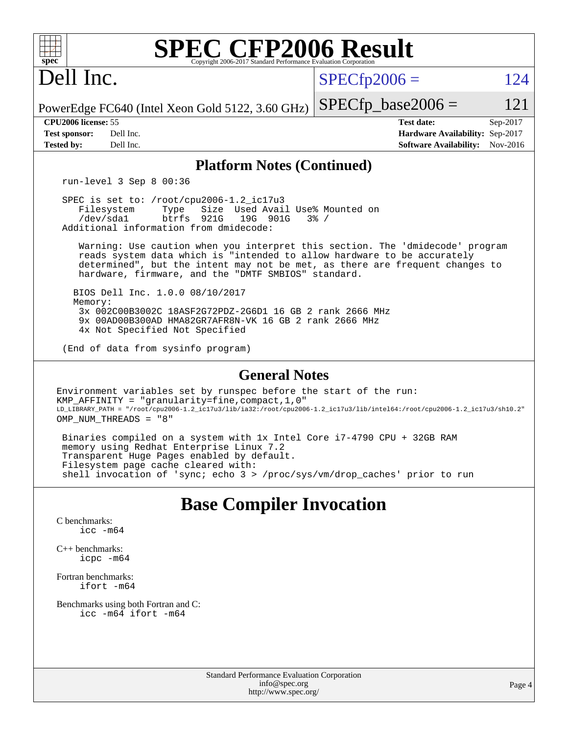# SPEC CFP2006 Result

Copyright 2006-2017 Standard Performance Evaluation Corporation

## Dell Inc.

PowerEdge FC640 (Intel Xeon Gold 5122, 3.60 GHz)

SPECfp2006 = 124

SPECfp_base2006 = 121

| | | | |
|---|---|---|---|
| **CPU2006 license:** | 55 | **Test date:** | Sep-2017 |
| **Test sponsor:** | Dell Inc. | **Hardware Availability:** | Sep-2017 |
| **Tested by:** | Dell Inc. | **Software Availability:** | Nov-2016 |

### Platform Notes (Continued)

```
run-level 3 Sep 8 00:36

SPEC is set to: /root/cpu2006-1.2_ic17u3
   Filesystem     Type   Size  Used Avail Use% Mounted on
   /dev/sda1      btrfs  921G   19G  901G   3% /
Additional information from dmidecode:

   Warning: Use caution when you interpret this section. The 'dmidecode' program
   reads system data which is "intended to allow hardware to be accurately
   determined", but the intent may not be met, as there are frequent changes to
   hardware, firmware, and the "DMTF SMBIOS" standard.

  BIOS Dell Inc. 1.0.0 08/10/2017
  Memory:
   3x 002C00B3002C 18ASF2G72PDZ-2G6D1 16 GB 2 rank 2666 MHz
   9x 00AD00B300AD HMA82GR7AFR8N-VK 16 GB 2 rank 2666 MHz
   4x Not Specified Not Specified

(End of data from sysinfo program)
```

### General Notes

```
Environment variables set by runspec before the start of the run:
KMP_AFFINITY = "granularity=fine,compact,1,0"
LD_LIBRARY_PATH = "/root/cpu2006-1.2_ic17u3/lib/ia32:/root/cpu2006-1.2_ic17u3/lib/intel64:/root/cpu2006-1.2_ic17u3/sh10.2"
OMP_NUM_THREADS = "8"

 Binaries compiled on a system with 1x Intel Core i7-4790 CPU + 32GB RAM
 memory using Redhat Enterprise Linux 7.2
 Transparent Huge Pages enabled by default.
 Filesystem page cache cleared with:
 shell invocation of 'sync; echo 3 > /proc/sys/vm/drop_caches' prior to run
```

## Base Compiler Invocation

C benchmarks:
    icc -m64

C++ benchmarks:
    icpc -m64

Fortran benchmarks:
    ifort -m64

Benchmarks using both Fortran and C:
    icc -m64 ifort -m64

Standard Performance Evaluation Corporation
info@spec.org
http://www.spec.org/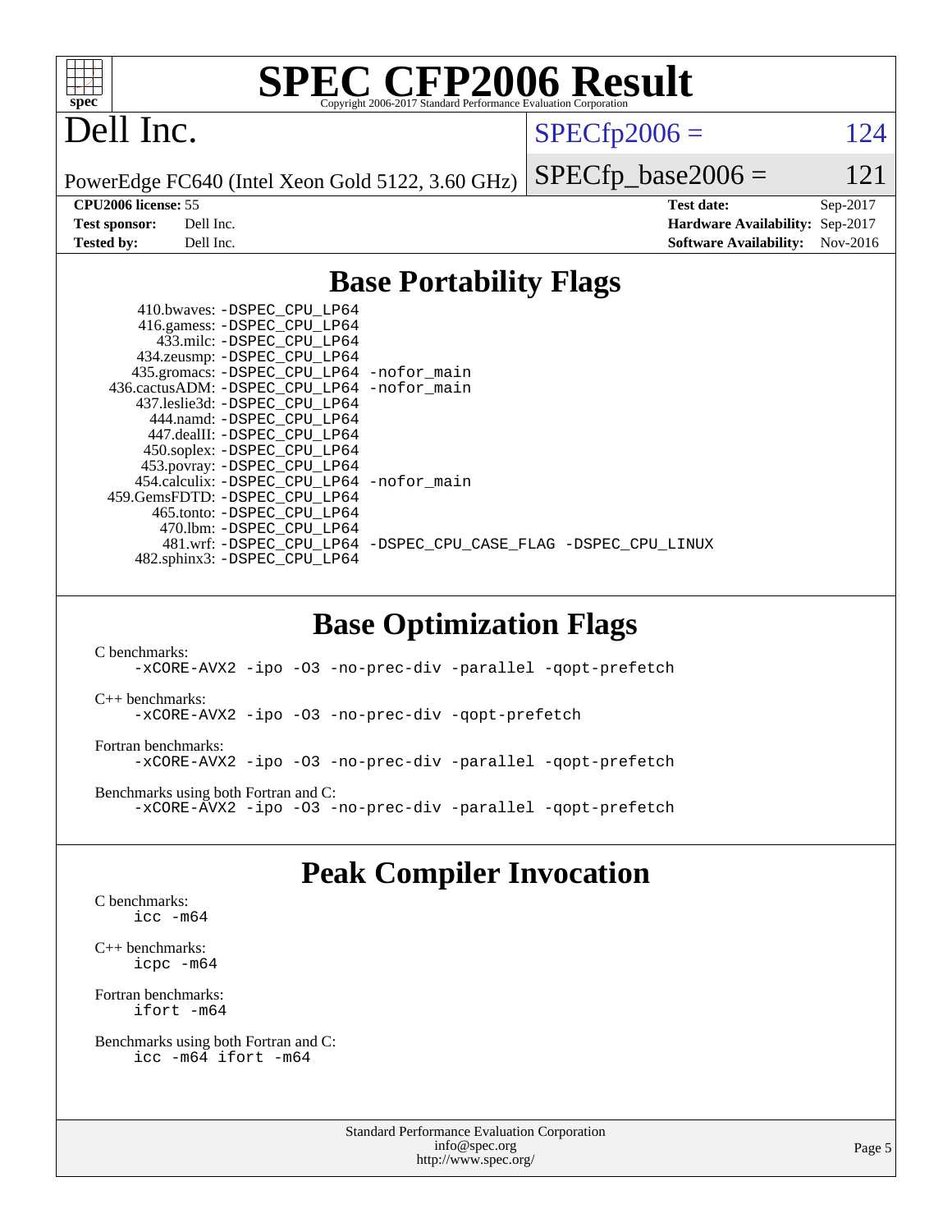# SPEC CFP2006 Result

Copyright 2006-2017 Standard Performance Evaluation Corporation

## Dell Inc.

PowerEdge FC640 (Intel Xeon Gold 5122, 3.60 GHz)

SPECfp2006 = 124

SPECfp_base2006 = 121

| | | | |
|---|---|---|---|
| **CPU2006 license:** 55 | | **Test date:** | Sep-2017 |
| **Test sponsor:** | Dell Inc. | **Hardware Availability:** | Sep-2017 |
| **Tested by:** | Dell Inc. | **Software Availability:** | Nov-2016 |

## Base Portability Flags

410.bwaves: -DSPEC_CPU_LP64
416.gamess: -DSPEC_CPU_LP64
433.milc: -DSPEC_CPU_LP64
434.zeusmp: -DSPEC_CPU_LP64
435.gromacs: -DSPEC_CPU_LP64 -nofor_main
436.cactusADM: -DSPEC_CPU_LP64 -nofor_main
437.leslie3d: -DSPEC_CPU_LP64
444.namd: -DSPEC_CPU_LP64
447.dealII: -DSPEC_CPU_LP64
450.soplex: -DSPEC_CPU_LP64
453.povray: -DSPEC_CPU_LP64
454.calculix: -DSPEC_CPU_LP64 -nofor_main
459.GemsFDTD: -DSPEC_CPU_LP64
465.tonto: -DSPEC_CPU_LP64
470.lbm: -DSPEC_CPU_LP64
481.wrf: -DSPEC_CPU_LP64 -DSPEC_CPU_CASE_FLAG -DSPEC_CPU_LINUX
482.sphinx3: -DSPEC_CPU_LP64

## Base Optimization Flags

C benchmarks:
-xCORE-AVX2 -ipo -O3 -no-prec-div -parallel -qopt-prefetch

C++ benchmarks:
-xCORE-AVX2 -ipo -O3 -no-prec-div -qopt-prefetch

Fortran benchmarks:
-xCORE-AVX2 -ipo -O3 -no-prec-div -parallel -qopt-prefetch

Benchmarks using both Fortran and C:
-xCORE-AVX2 -ipo -O3 -no-prec-div -parallel -qopt-prefetch

## Peak Compiler Invocation

C benchmarks:
icc -m64

C++ benchmarks:
icpc -m64

Fortran benchmarks:
ifort -m64

Benchmarks using both Fortran and C:
icc -m64 ifort -m64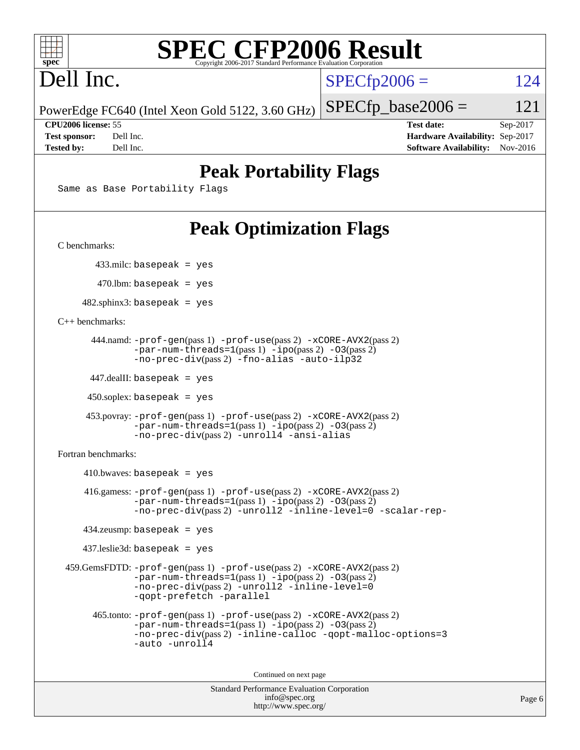# SPEC CFP2006 Result

Copyright 2006-2017 Standard Performance Evaluation Corporation

# Dell Inc.

PowerEdge FC640 (Intel Xeon Gold 5122, 3.60 GHz)

SPECfp2006 = 124

SPECfp_base2006 = 121

| | | | |
|---|---|---|---|
| **CPU2006 license:** | 55 | **Test date:** | Sep-2017 |
| **Test sponsor:** | Dell Inc. | **Hardware Availability:** | Sep-2017 |
| **Tested by:** | Dell Inc. | **Software Availability:** | Nov-2016 |

## Peak Portability Flags

```
Same as Base Portability Flags
```

## Peak Optimization Flags

C benchmarks:

433.milc: `basepeak = yes`

470.lbm: `basepeak = yes`

482.sphinx3: `basepeak = yes`

C++ benchmarks:

444.namd: `-prof-gen`(pass 1) `-prof-use`(pass 2) `-xCORE-AVX2`(pass 2) `-par-num-threads=1`(pass 1) `-ipo`(pass 2) `-O3`(pass 2) `-no-prec-div`(pass 2) `-fno-alias -auto-ilp32`

447.dealII: `basepeak = yes`

450.soplex: `basepeak = yes`

453.povray: `-prof-gen`(pass 1) `-prof-use`(pass 2) `-xCORE-AVX2`(pass 2) `-par-num-threads=1`(pass 1) `-ipo`(pass 2) `-O3`(pass 2) `-no-prec-div`(pass 2) `-unroll4 -ansi-alias`

Fortran benchmarks:

410.bwaves: `basepeak = yes`

416.gamess: `-prof-gen`(pass 1) `-prof-use`(pass 2) `-xCORE-AVX2`(pass 2) `-par-num-threads=1`(pass 1) `-ipo`(pass 2) `-O3`(pass 2) `-no-prec-div`(pass 2) `-unroll2 -inline-level=0 -scalar-rep-`

434.zeusmp: `basepeak = yes`

437.leslie3d: `basepeak = yes`

459.GemsFDTD: `-prof-gen`(pass 1) `-prof-use`(pass 2) `-xCORE-AVX2`(pass 2) `-par-num-threads=1`(pass 1) `-ipo`(pass 2) `-O3`(pass 2) `-no-prec-div`(pass 2) `-unroll2 -inline-level=0 -qopt-prefetch -parallel`

465.tonto: `-prof-gen`(pass 1) `-prof-use`(pass 2) `-xCORE-AVX2`(pass 2) `-par-num-threads=1`(pass 1) `-ipo`(pass 2) `-O3`(pass 2) `-no-prec-div`(pass 2) `-inline-calloc -qopt-malloc-options=3 -auto -unroll4`

Continued on next page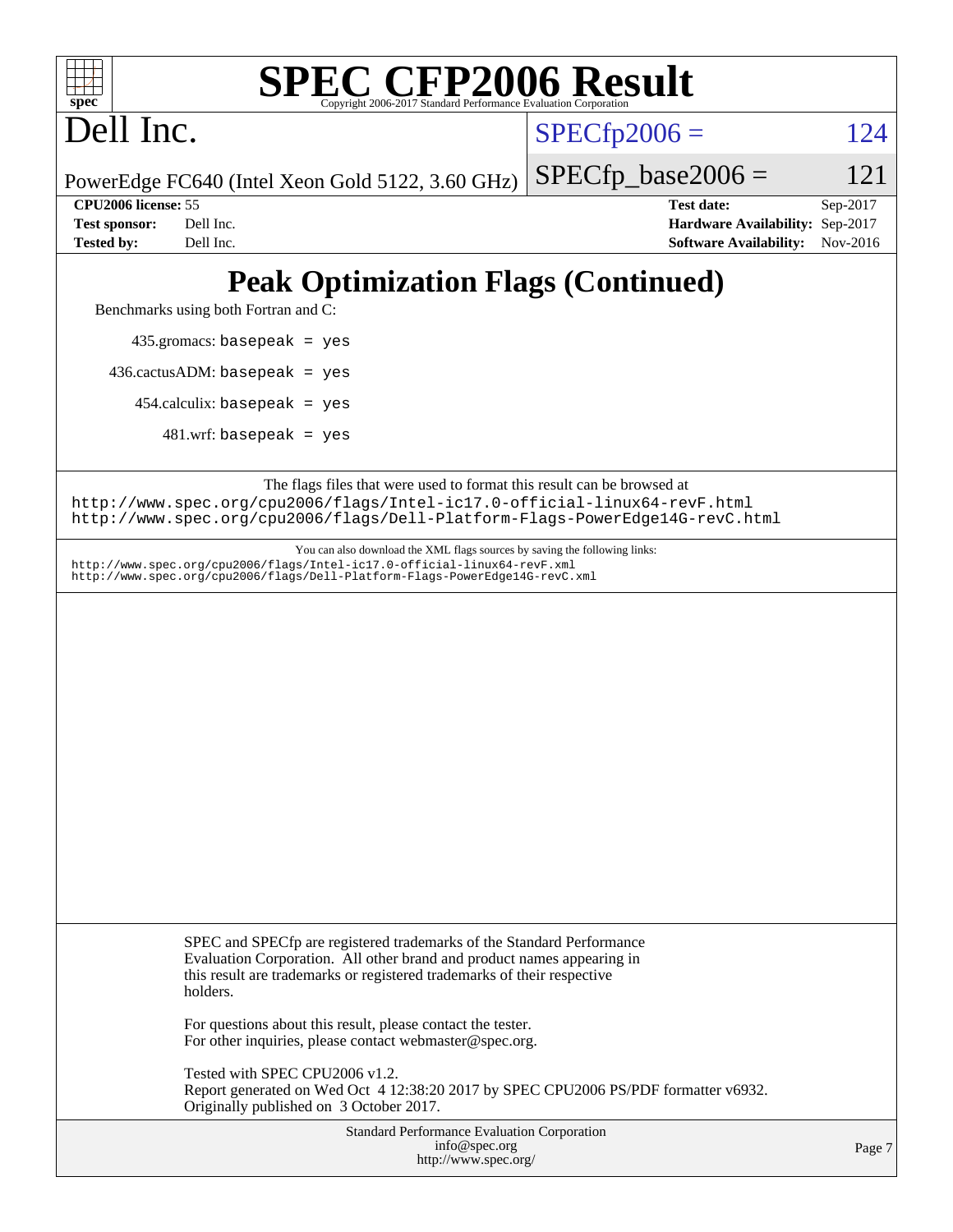# Peak Optimization Flags (Continued)

Benchmarks using both Fortran and C:

435.gromacs: `basepeak = yes`

436.cactusADM: `basepeak = yes`

454.calculix: `basepeak = yes`

481.wrf: `basepeak = yes`

The flags files that were used to format this result can be browsed at
http://www.spec.org/cpu2006/flags/Intel-ic17.0-official-linux64-revF.html
http://www.spec.org/cpu2006/flags/Dell-Platform-Flags-PowerEdge14G-revC.html

You can also download the XML flags sources by saving the following links:
http://www.spec.org/cpu2006/flags/Intel-ic17.0-official-linux64-revF.xml
http://www.spec.org/cpu2006/flags/Dell-Platform-Flags-PowerEdge14G-revC.xml

SPEC and SPECfp are registered trademarks of the Standard Performance Evaluation Corporation. All other brand and product names appearing in this result are trademarks or registered trademarks of their respective holders.

For questions about this result, please contact the tester.
For other inquiries, please contact webmaster@spec.org.

Tested with SPEC CPU2006 v1.2.
Report generated on Wed Oct 4 12:38:20 2017 by SPEC CPU2006 PS/PDF formatter v6932.
Originally published on 3 October 2017.